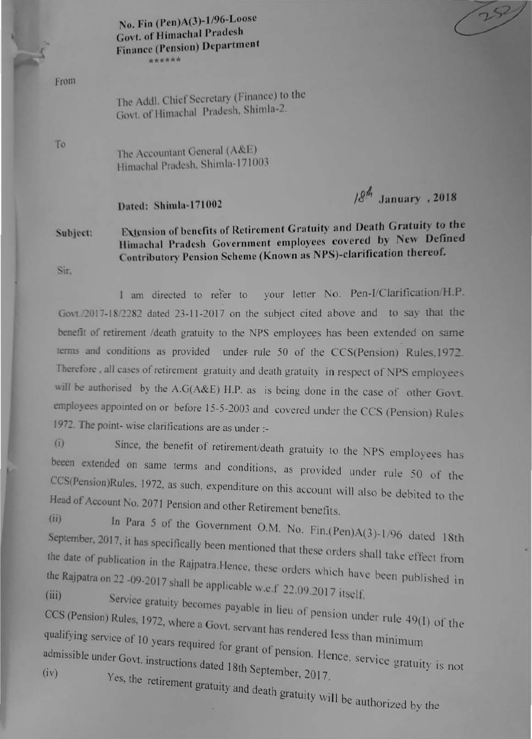**No. Fin (Pen)A(3)-1/96-Loose**
**Govt. of Himachal Pradesh**
**Finance (Pension) Department**
\*\*\*\*\*\*

From

The Addl. Chief Secretary (Finance) to the
Govt. of Himachal Pradesh, Shimla-2.

To

The Accountant General (A&E)
Himachal Pradesh, Shimla-171003

**Dated: Shimla-171002** 18th January , 2018

**Subject:** **Extension of benefits of Retirement Gratuity and Death Gratuity to the Himachal Pradesh Government employees covered by New Defined Contributory Pension Scheme (Known as NPS)-clarification thereof.**

Sir,

I am directed to refer to your letter No. Pen-I/Clarification/H.P. Govt./2017-18/2282 dated 23-11-2017 on the subject cited above and to say that the benefit of retirement /death gratuity to the NPS employees has been extended on same terms and conditions as provided under rule 50 of the CCS(Pension) Rules,1972. Therefore , all cases of retirement gratuity and death gratuity in respect of NPS employees will be authorised by the A.G(A&E) H.P. as is being done in the case of other Govt. employees appointed on or before 15-5-2003 and covered under the CCS (Pension) Rules 1972. The point- wise clarifications are as under :-

(i) Since, the benefit of retirement/death gratuity to the NPS employees has beeen extended on same terms and conditions, as provided under rule 50 of the CCS(Pension)Rules, 1972, as such, expenditure on this account will also be debited to the Head of Account No. 2071 Pension and other Retirement benefits.

(ii) In Para 5 of the Government O.M. No. Fin.(Pen)A(3)-1/96 dated 18th September, 2017, it has specifically been mentioned that these orders shall take effect from the date of publication in the Rajpatra.Hence, these orders which have been published in the Rajpatra on 22 -09-2017 shall be applicable w.e.f 22.09.2017 itself.

(iii) Service gratuity becomes payable in lieu of pension under rule 49(1) of the CCS (Pension) Rules, 1972, where a Govt. servant has rendered less than minimum qualifying service of 10 years required for grant of pension. Hence, service gratuity is not admissible under Govt. instructions dated 18th September, 2017.

(iv) Yes, the retirement gratuity and death gratuity will be authorized by the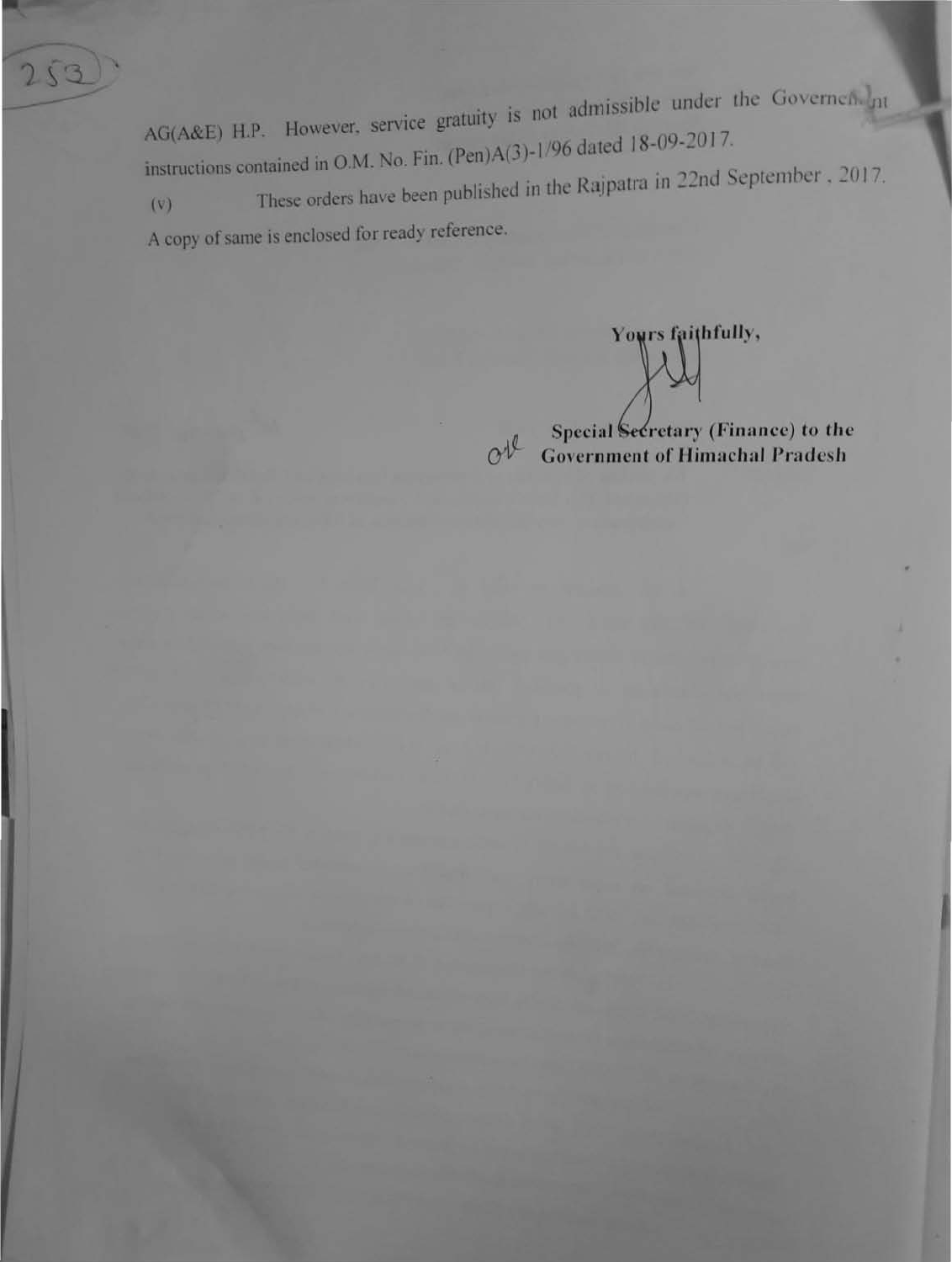AG(A&E) H.P. However, service gratuity is not admissible under the Government instructions contained in O.M. No. Fin. (Pen)A(3)-1/96 dated 18-09-2017.

(v) These orders have been published in the Rajpatra in 22nd September , 2017. A copy of same is enclosed for ready reference.

Yours faithfully,

Special Secretary (Finance) to the
Government of Himachal Pradesh